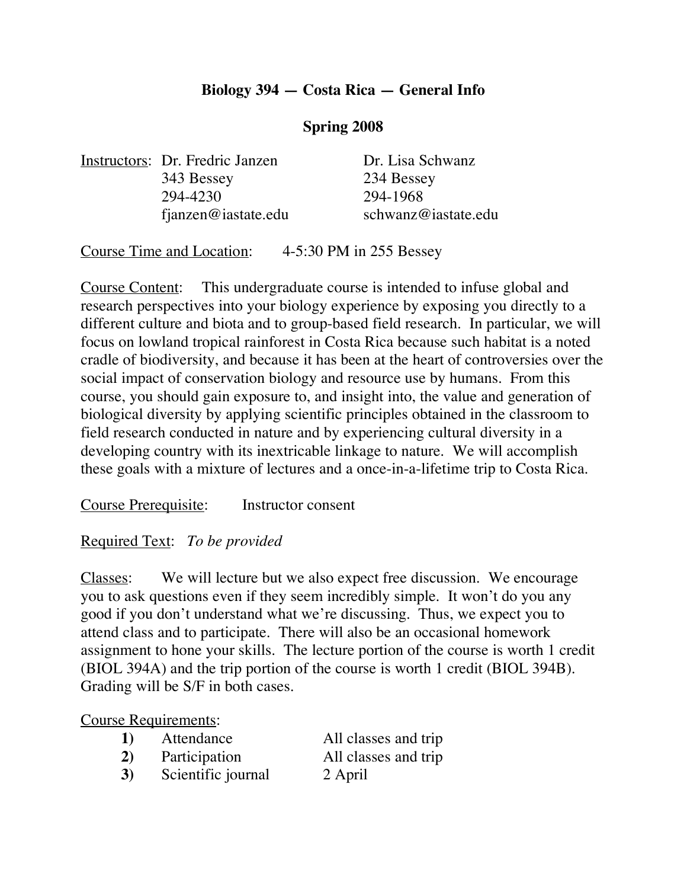# Biology 394 — Costa Rica — General Info

## Spring 2008

Instructors:

| Dr. Fredric Janzen | Dr. Lisa Schwanz |
|---|---|
| 343 Bessey | 234 Bessey |
| 294-4230 | 294-1968 |
| fjanzen@iastate.edu | schwanz@iastate.edu |

Course Time and Location: 4-5:30 PM in 255 Bessey

Course Content: This undergraduate course is intended to infuse global and research perspectives into your biology experience by exposing you directly to a different culture and biota and to group-based field research. In particular, we will focus on lowland tropical rainforest in Costa Rica because such habitat is a noted cradle of biodiversity, and because it has been at the heart of controversies over the social impact of conservation biology and resource use by humans. From this course, you should gain exposure to, and insight into, the value and generation of biological diversity by applying scientific principles obtained in the classroom to field research conducted in nature and by experiencing cultural diversity in a developing country with its inextricable linkage to nature. We will accomplish these goals with a mixture of lectures and a once-in-a-lifetime trip to Costa Rica.

Course Prerequisite: Instructor consent

Required Text: *To be provided*

Classes: We will lecture but we also expect free discussion. We encourage you to ask questions even if they seem incredibly simple. It won't do you any good if you don't understand what we're discussing. Thus, we expect you to attend class and to participate. There will also be an occasional homework assignment to hone your skills. The lecture portion of the course is worth 1 credit (BIOL 394A) and the trip portion of the course is worth 1 credit (BIOL 394B). Grading will be S/F in both cases.

Course Requirements:

| | Requirement | Due |
|---|---|---|
| **1)** | Attendance | All classes and trip |
| **2)** | Participation | All classes and trip |
| **3)** | Scientific journal | 2 April |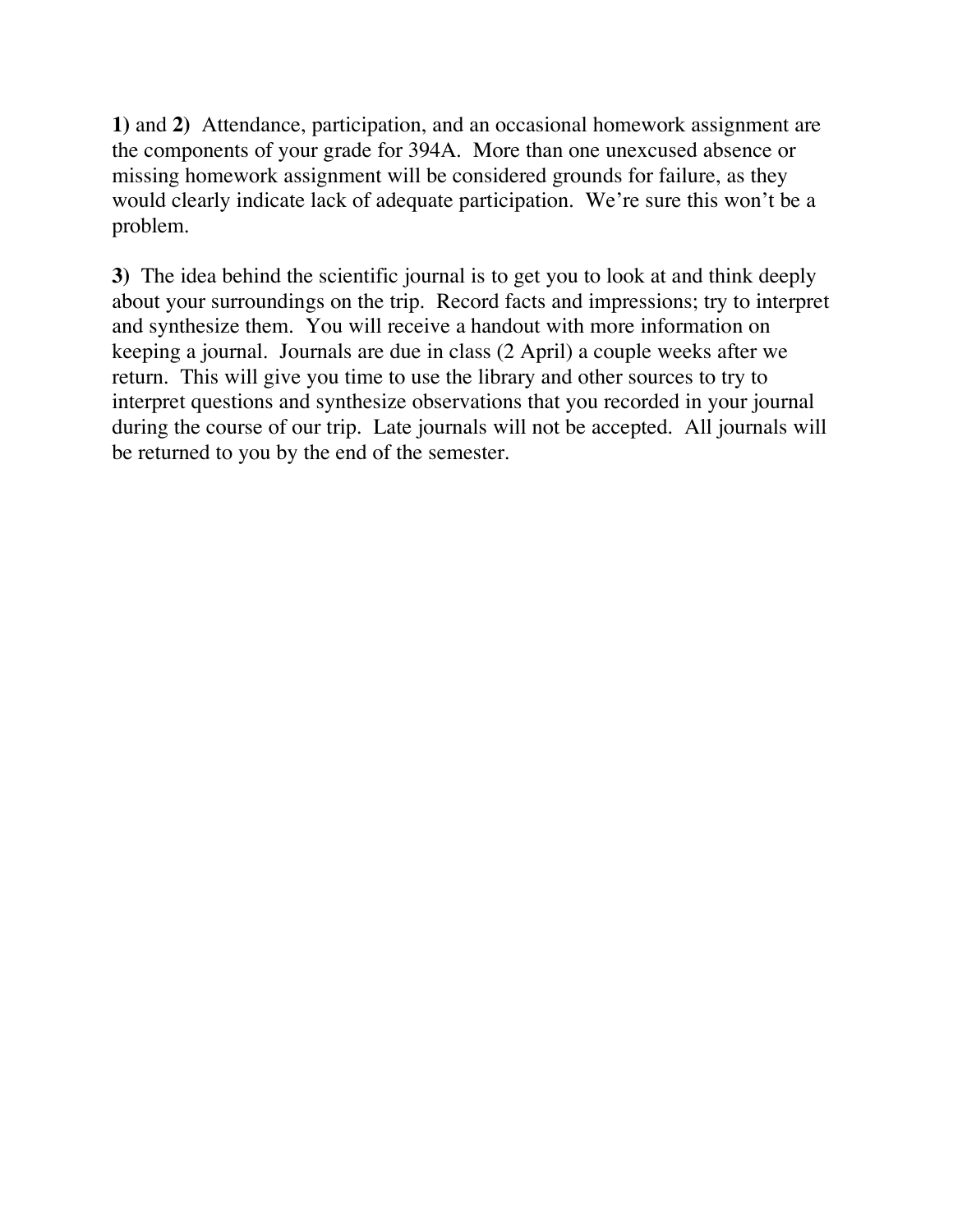**1)** and **2)** Attendance, participation, and an occasional homework assignment are the components of your grade for 394A. More than one unexcused absence or missing homework assignment will be considered grounds for failure, as they would clearly indicate lack of adequate participation. We're sure this won't be a problem.

**3)** The idea behind the scientific journal is to get you to look at and think deeply about your surroundings on the trip. Record facts and impressions; try to interpret and synthesize them. You will receive a handout with more information on keeping a journal. Journals are due in class (2 April) a couple weeks after we return. This will give you time to use the library and other sources to try to interpret questions and synthesize observations that you recorded in your journal during the course of our trip. Late journals will not be accepted. All journals will be returned to you by the end of the semester.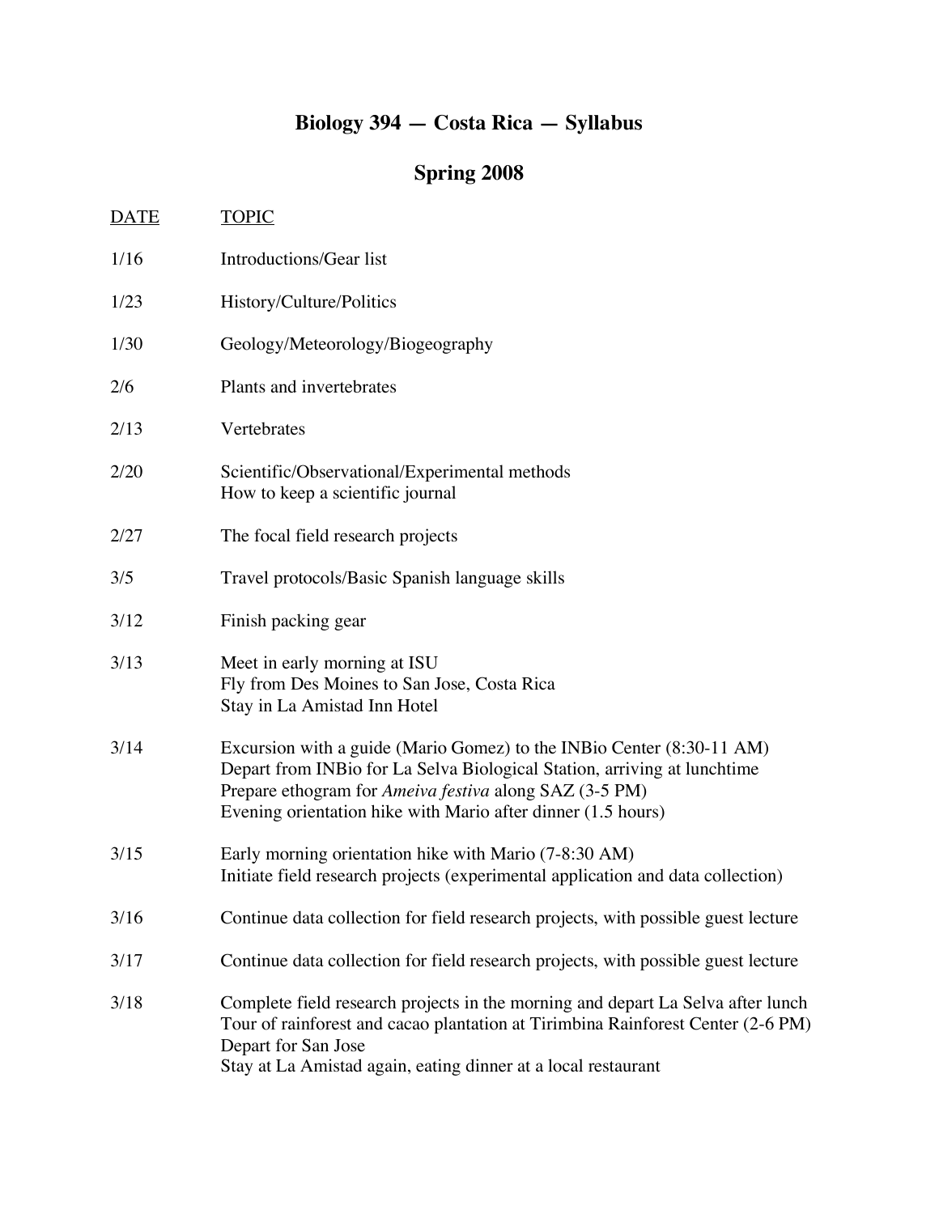# Biology 394 — Costa Rica — Syllabus

## Spring 2008

| DATE | TOPIC |
|---|---|
| 1/16 | Introductions/Gear list |
| 1/23 | History/Culture/Politics |
| 1/30 | Geology/Meteorology/Biogeography |
| 2/6 | Plants and invertebrates |
| 2/13 | Vertebrates |
| 2/20 | Scientific/Observational/Experimental methods<br>How to keep a scientific journal |
| 2/27 | The focal field research projects |
| 3/5 | Travel protocols/Basic Spanish language skills |
| 3/12 | Finish packing gear |
| 3/13 | Meet in early morning at ISU<br>Fly from Des Moines to San Jose, Costa Rica<br>Stay in La Amistad Inn Hotel |
| 3/14 | Excursion with a guide (Mario Gomez) to the INBio Center (8:30-11 AM)<br>Depart from INBio for La Selva Biological Station, arriving at lunchtime<br>Prepare ethogram for *Ameiva festiva* along SAZ (3-5 PM)<br>Evening orientation hike with Mario after dinner (1.5 hours) |
| 3/15 | Early morning orientation hike with Mario (7-8:30 AM)<br>Initiate field research projects (experimental application and data collection) |
| 3/16 | Continue data collection for field research projects, with possible guest lecture |
| 3/17 | Continue data collection for field research projects, with possible guest lecture |
| 3/18 | Complete field research projects in the morning and depart La Selva after lunch<br>Tour of rainforest and cacao plantation at Tirimbina Rainforest Center (2-6 PM)<br>Depart for San Jose<br>Stay at La Amistad again, eating dinner at a local restaurant |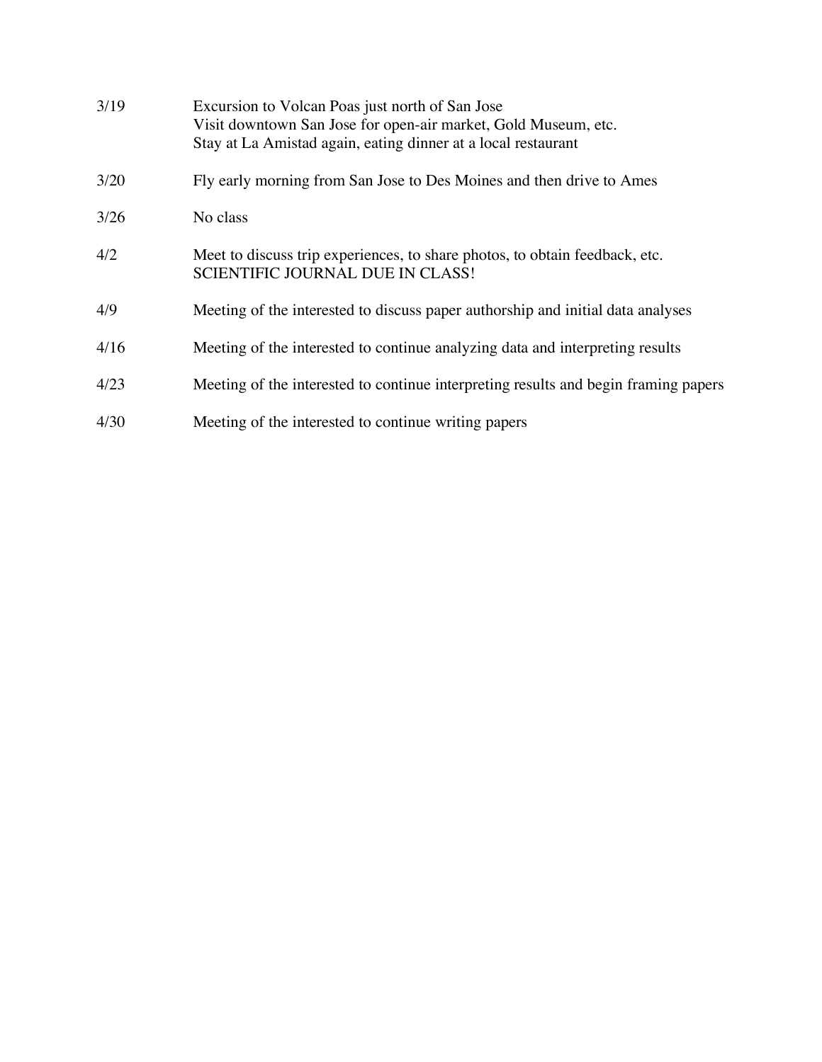| | |
|---|---|
| 3/19 | Excursion to Volcan Poas just north of San Jose<br>Visit downtown San Jose for open-air market, Gold Museum, etc.<br>Stay at La Amistad again, eating dinner at a local restaurant |
| 3/20 | Fly early morning from San Jose to Des Moines and then drive to Ames |
| 3/26 | No class |
| 4/2 | Meet to discuss trip experiences, to share photos, to obtain feedback, etc.<br>SCIENTIFIC JOURNAL DUE IN CLASS! |
| 4/9 | Meeting of the interested to discuss paper authorship and initial data analyses |
| 4/16 | Meeting of the interested to continue analyzing data and interpreting results |
| 4/23 | Meeting of the interested to continue interpreting results and begin framing papers |
| 4/30 | Meeting of the interested to continue writing papers |